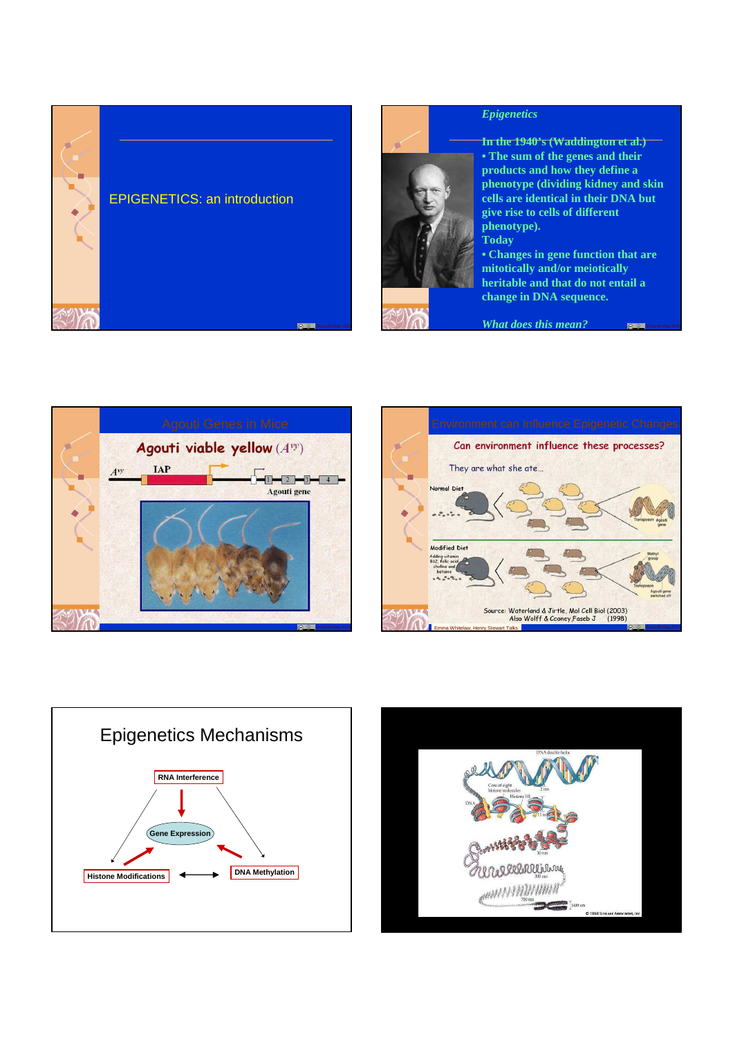# EPIGENETICS: an introduction

## Epigenetics

In the 1940's (Waddington et al.)

- The sum of the genes and their products and how they define a phenotype (dividing kidney and skin cells are identical in their DNA but give rise to cells of different phenotype).

Today

- Changes in gene function that are mitotically and/or meiotically heritable and that do not entail a change in DNA sequence.

*What does this mean?*

## Agouti Genes in Mice

Agouti viable yellow ($A^{vy}$)

$A^{vy}$ IAP 1 2 3 4 Agouti gene

## Environment can Influence Epigenetic Changes

Can environment influence these processes?

They are what she ate…

Normal Diet

Transposon Agouti gene

Modified Diet

Adding vitamin B12, folic acid, choline and betaine

Methyl group Transposon Agouti gene switched off

Source: Waterland & Jirtle, Mol Cell Biol (2003)
Also Wolff & Cooney,Faseb J (1998)

Emma Whitelaw, Henry Stewart Talks

## Epigenetics Mechanisms

- RNA Interference
- Gene Expression
- Histone Modifications
- DNA Methylation

DNA double helix

Core of eight histone molecules

2 nm

Histone H1

DNA

11 nm

30 nm

200 nm

700 nm

1400 nm

© 1998 Sinauer Associates, Inc.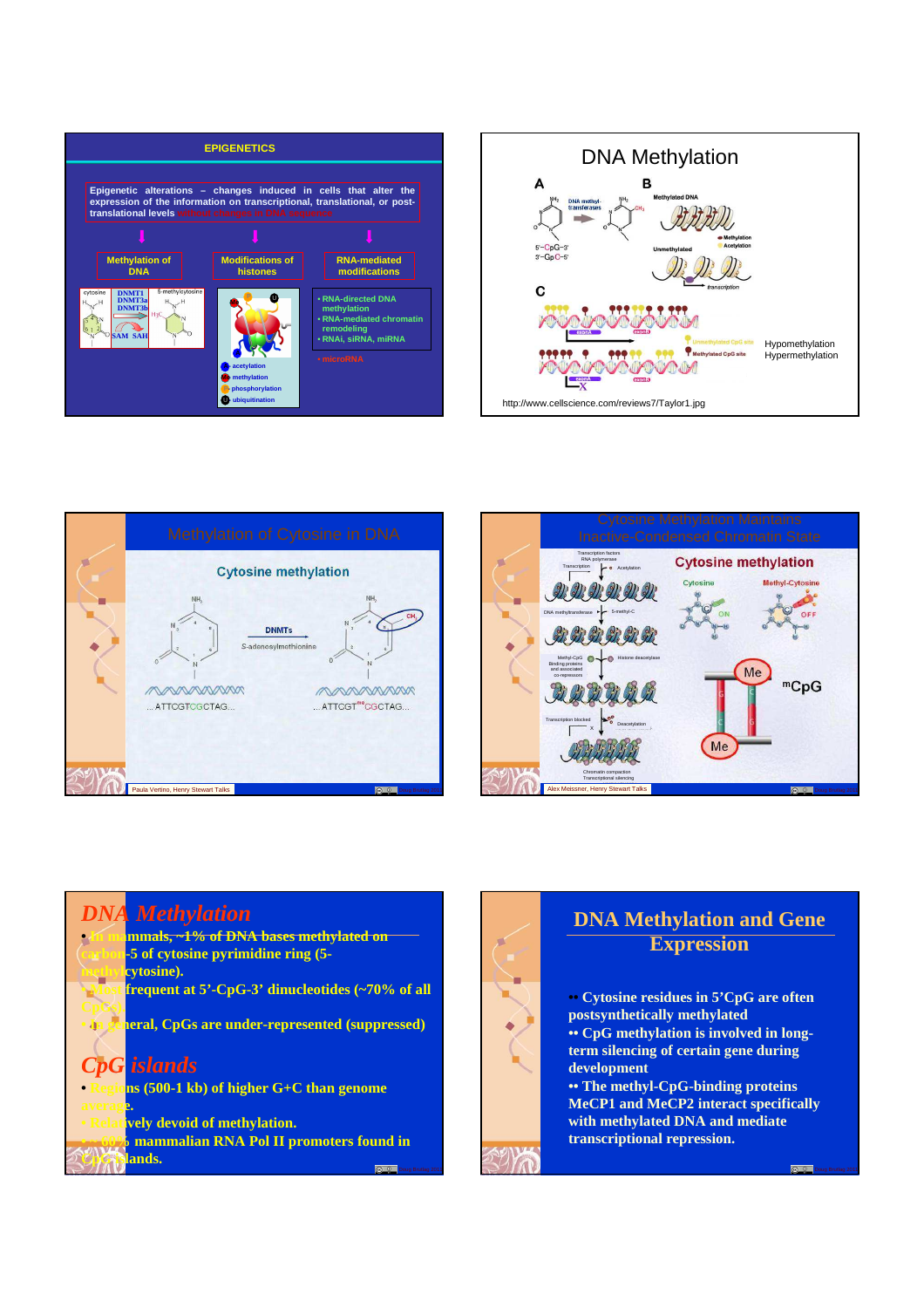## EPIGENETICS

Epigenetic alterations – changes induced in cells that alter the expression of the information on transcriptional, translational, or post-translational levels without changes in DNA sequence

| Methylation of DNA | Modifications of histones | RNA-mediated modifications |
|---|---|---|
| cytosine; DNMT1, DNMT3a, DNMT3b; SAM SAH; 5-methylcytosine | acetylation; methylation; phosphorylation; ubiquitination | • RNA-directed DNA methylation • RNA-mediated chromatin remodeling • RNAi, siRNA, miRNA • microRNA |

## DNA Methylation

A: DNA methyl-transferases; 5'–CpG–3'; 3'–GpC–5'

B: Methylated DNA; Unmethylated; Methylation; Acetylation; transcription

C: Unmethylated CpG site; Methylated CpG site

Hypomethylation

Hypermethylation

http://www.cellscience.com/reviews7/Taylor1.jpg

## Methylation of Cytosine in DNA

### Cytosine methylation

DNMTs

S-adenosylmethionine

...ATTCGTCGCTAG...

...ATTCGT$^{me}$CGCTAG...

Paula Vertino, Henry Stewart Talks

## Cytosine Methylation Maintains Inactive-Condensed Chromatin State

Transcription factors; RNA polymerase; Transcription; Acetylation; DNA methyltransferase; 5-methyl-C; Methyl-CpG Binding proteins and associated co-repressors; Histone deacetylase; Transcription blocked; Deacetylation; Chromatin compaction; Transcriptional silencing

### Cytosine methylation

Cytosine ON; Methyl-Cytosine OFF

$^{m}$CpG

Alex Meissner, Henry Stewart Talks

## *DNA Methylation*

- In mammals, ~1% of DNA bases methylated on carbon-5 of cytosine pyrimidine ring (5-methylcytosine).
- Most frequent at 5'-CpG-3' dinucleotides (~70% of all CpGs).
- In general, CpGs are under-represented (suppressed)

## *CpG islands*

- Regions (500-1 kb) of higher G+C than genome average.
- Relatively devoid of methylation.
- ~ 60% mammalian RNA Pol II promoters found in CpG islands.

## DNA Methylation and Gene Expression

- Cytosine residues in 5'CpG are often postsynthetically methylated
- CpG methylation is involved in long-term silencing of certain gene during development
- The methyl-CpG-binding proteins MeCP1 and MeCP2 interact specifically with methylated DNA and mediate transcriptional repression.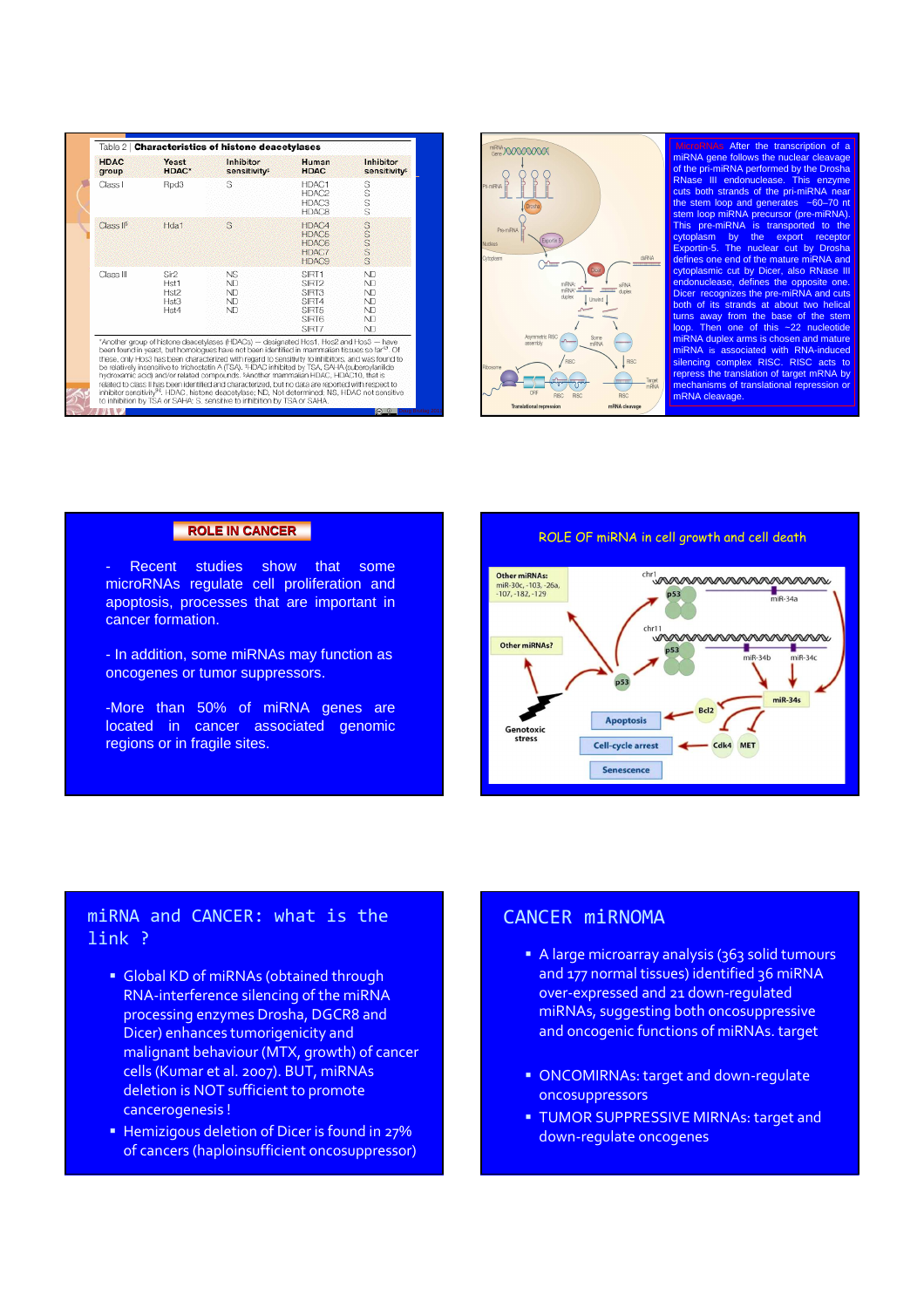Table 2 | **Characteristics of histone deacetylases**

| HDAC group | Yeast HDAC* | Inhibitor sensitivity‡ | Human HDAC | Inhibitor sensitivity‡ |
|---|---|---|---|---|
| Class I | Rpd3 | S | HDAC1<br>HDAC2<br>HDAC3<br>HDAC8 | S<br>S<br>S<br>S |
| Class II§ | Hda1 | S | HDAC4<br>HDAC5<br>HDAC6<br>HDAC7<br>HDAC9 | S<br>S<br>S<br>S<br>S |
| Class III | Sir2<br>Hst1<br>Hst2<br>Hst3<br>Hst4 | NS<br>ND<br>ND<br>ND<br>ND | SIRT1<br>SIRT2<br>SIRT3<br>SIRT4<br>SIRT5<br>SIRT6<br>SIRT7 | ND<br>ND<br>ND<br>ND<br>ND<br>ND<br>ND |

*Another group of histone deacetylases (HDACs) — designated Hos1, Hos2 and Hos3 — have been found in yeast, but homologues have not been identified in mammalian tissues so far. Of these, only Hos3 has been characterized with regard to sensitivity to inhibitors, and was found to be relatively insensitive to trichostatin A (TSA). ‡HDAC inhibited by TSA, SAHA (suberoylanilide hydroxamic acid) and/or related compounds. §Another mammalian HDAC, HDAC10, that is related to class II has been identified and characterized, but no data are reported with respect to inhibitor sensitivity. HDAC, histone deacetylase; ND, Not determined; NS, HDAC not sensitive to inhibition by TSA or SAHA; S, sensitive to inhibition by TSA or SAHA.

MicroRNAs After the transcription of a miRNA gene follows the nuclear cleavage of the pri-miRNA performed by the Drosha RNase III endonuclease. This enzyme cuts both strands of the pri-miRNA near the stem loop and generates ~60–70 nt stem loop miRNA precursor (pre-miRNA). This pre-miRNA is transported to the cytoplasm by the export receptor Exportin-5. The nuclear cut by Drosha defines one end of the mature miRNA and cytoplasmic cut by Dicer, also RNase III endonuclease, defines the opposite one. Dicer recognizes the pre-miRNA and cuts both of its strands at about two helical turns away from the base of the stem loop. Then one of this ~22 nucleotide miRNA duplex arms is chosen and mature miRNA is associated with RNA-induced silencing complex RISC. RISC acts to repress the translation of target mRNA by mechanisms of translational repression or mRNA cleavage.

## ROLE IN CANCER

- Recent studies show that some microRNAs regulate cell proliferation and apoptosis, processes that are important in cancer formation.

- In addition, some miRNAs may function as oncogenes or tumor suppressors.

- More than 50% of miRNA genes are located in cancer associated genomic regions or in fragile sites.

## ROLE OF miRNA in cell growth and cell death

## miRNA and CANCER: what is the link ?

- Global KD of miRNAs (obtained through RNA-interference silencing of the miRNA processing enzymes Drosha, DGCR8 and Dicer) enhances tumorigenicity and malignant behaviour (MTX, growth) of cancer cells (Kumar et al. 2007). BUT, miRNAs deletion is NOT sufficient to promote cancerogenesis !
- Hemizigous deletion of Dicer is found in 27% of cancers (haploinsufficient oncosuppressor)

## CANCER miRNOMA

- A large microarray analysis (363 solid tumours and 177 normal tissues) identified 36 miRNA over-expressed and 21 down-regulated miRNAs, suggesting both oncosuppressive and oncogenic functions of miRNAs. target
- ONCOMIRNAs: target and down-regulate oncosuppressors
- TUMOR SUPPRESSIVE MIRNAs: target and down-regulate oncogenes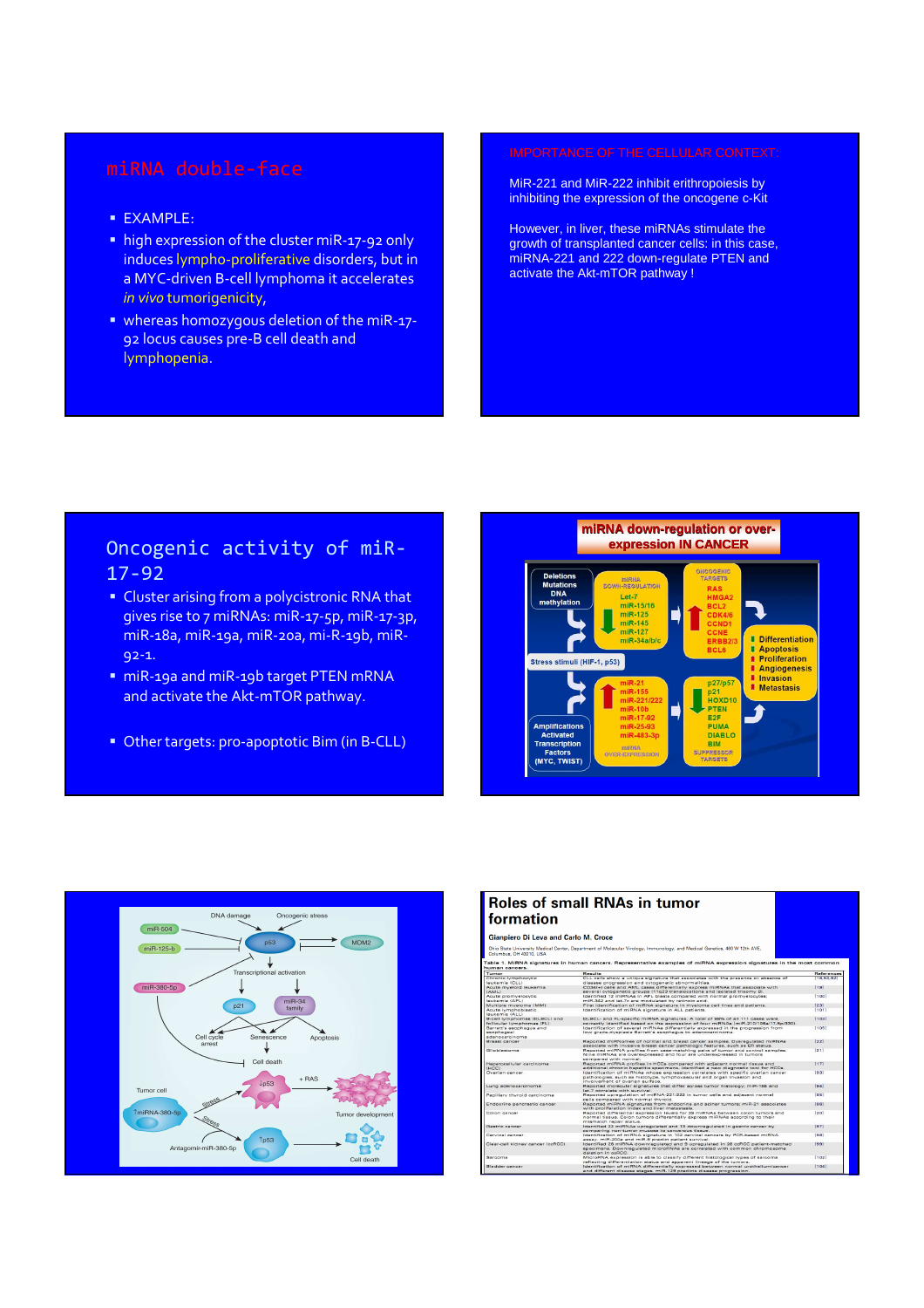## miRNA double-face

- EXAMPLE:
- high expression of the cluster miR-17-92 only induces lympho-proliferative disorders, but in a MYC-driven B-cell lymphoma it accelerates *in vivo* tumorigenicity,
- whereas homozygous deletion of the miR-17-92 locus causes pre-B cell death and lymphopenia.

## IMPORTANCE OF THE CELLULAR CONTEXT:

MiR-221 and MiR-222 inhibit erithropoiesis by inhibiting the expression of the oncogene c-Kit

However, in liver, these miRNAs stimulate the growth of transplanted cancer cells: in this case, miRNA-221 and 222 down-regulate PTEN and activate the Akt-mTOR pathway !

## Oncogenic activity of miR-17-92

- Cluster arising from a polycistronic RNA that gives rise to 7 miRNAs: miR-17-5p, miR-17-3p, miR-18a, miR-19a, miR-20a, mi-R-19b, miR-92-1.
- miR-19a and miR-19b target PTEN mRNA and activate the Akt-mTOR pathway.
- Other targets: pro-apoptotic Bim (in B-CLL)

## miRNA down-regulation or over-expression IN CANCER

Deletions
Mutations
DNA
methylation

miRNA DOWN-REGULATION
Let-7
miR-15/16
miR-125
miR-145
miR-127
miR-34a/b/c

ONCOGENIC TARGETS
RAS
HMGA2
BCL2
CDK4/6
CCND1
CCNE
ERBB2/3
BCL6

Differentiation
Apoptosis
Proliferation
Angiogenesis
Invasion
Metastasis

Stress stimuli (HIF-1, p53)

Amplifications
Activated
Transcription
Factors
(MYC, TWIST)

miR-21
miR-155
miR-221/222
miR-10b
miR-17-92
miR-25-93
miR-483-3p
miRNA OVER-EXPRESSION

p27/p57
p21
HOXD10
PTEN
E2F
PUMA
DIABLO
BIM
SUPPRESSOR TARGETS

DNA damage
Oncogenic stress
miR-504
miR-125-b
p53
MDM2
Transcriptional activation
miR-380-5p
p21
miR-34 family
Cell cycle arrest
Senescence
Apoptosis
Cell death
Tumor cell
↓p53
+ RAS
↑miRNA-380-5p
Stress
Stress
Tumor development
Antagomir-miR-380-5p
↑p53
Cell death

## Roles of small RNAs in tumor formation

Gianpiero Di Leva and Carlo M. Croce

Ohio State University Medical Center, Department of Molecular Virology, Immunology, and Medical Genetics, 460 W 12th AVE, Columbus, OH 43210, USA

Table 1. MiRNA signatures in human cancers. Representative examples of miRNA expression signatures in the most common human cancers.